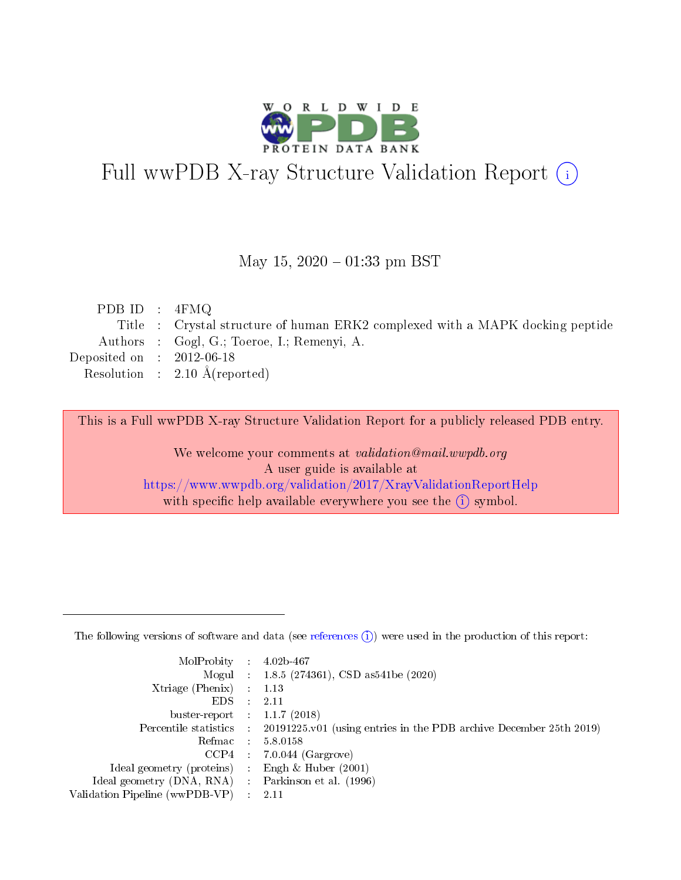# Full wwPDB X-ray Structure Validation Report (i)

May 15, 2020 – 01:33 pm BST

| | | |
|---|---|---|
| PDB ID | : | 4FMQ |
| Title | : | Crystal structure of human ERK2 complexed with a MAPK docking peptide |
| Authors | : | Gogl, G.; Toeroe, I.; Remenyi, A. |
| Deposited on | : | 2012-06-18 |
| Resolution | : | 2.10 Å(reported) |

This is a Full wwPDB X-ray Structure Validation Report for a publicly released PDB entry.

We welcome your comments at *validation@mail.wwpdb.org*
A user guide is available at
https://www.wwpdb.org/validation/2017/XrayValidationReportHelp
with specific help available everywhere you see the (i) symbol.

The following versions of software and data (see references (i)) were used in the production of this report:

| | | |
|---|---|---|
| MolProbity | : | 4.02b-467 |
| Mogul | : | 1.8.5 (274361), CSD as541be (2020) |
| Xtriage (Phenix) | : | 1.13 |
| EDS | : | 2.11 |
| buster-report | : | 1.1.7 (2018) |
| Percentile statistics | : | 20191225.v01 (using entries in the PDB archive December 25th 2019) |
| Refmac | : | 5.8.0158 |
| CCP4 | : | 7.0.044 (Gargrove) |
| Ideal geometry (proteins) | : | Engh & Huber (2001) |
| Ideal geometry (DNA, RNA) | : | Parkinson et al. (1996) |
| Validation Pipeline (wwPDB-VP) | : | 2.11 |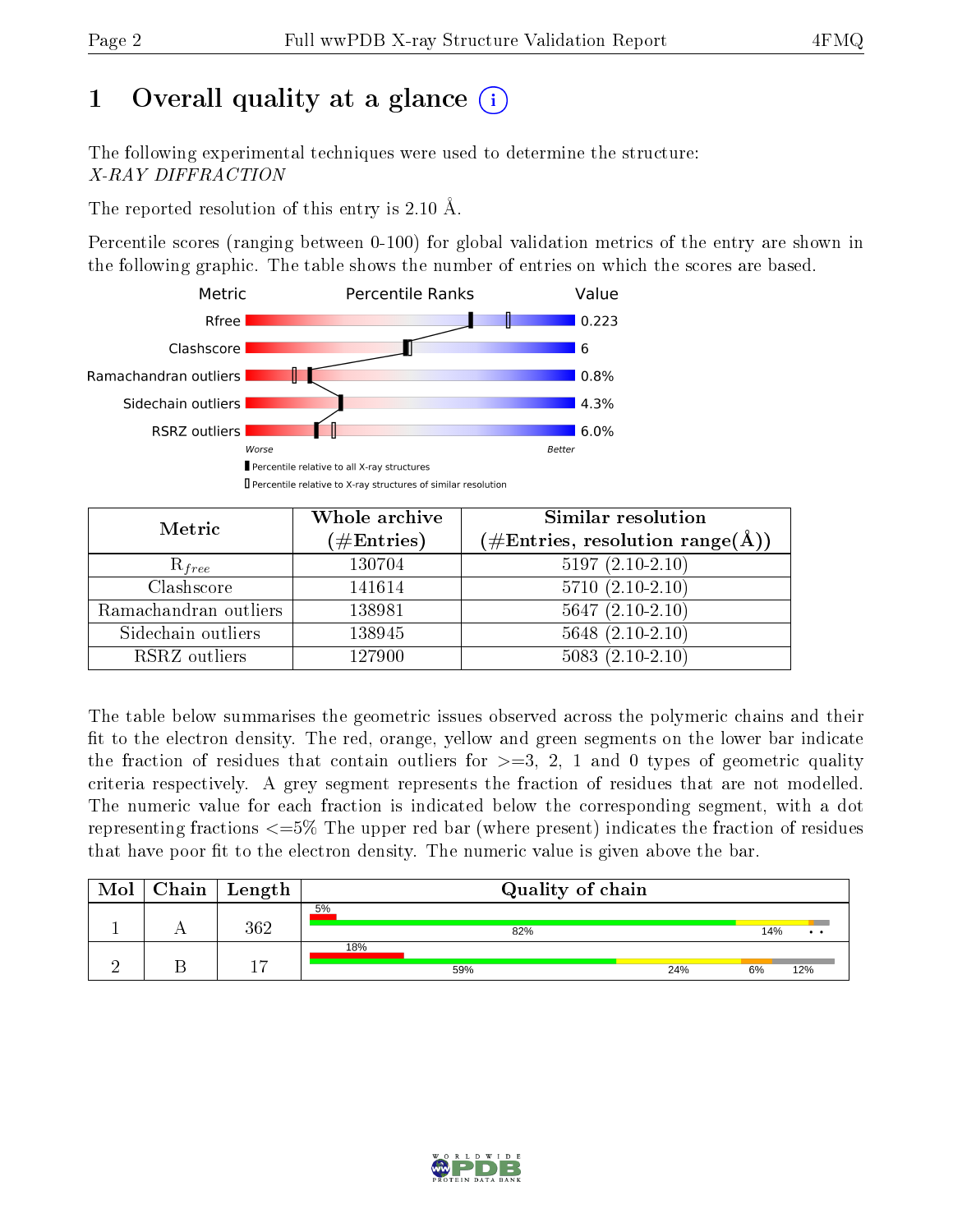# 1 Overall quality at a glance (i)

The following experimental techniques were used to determine the structure:
*X-RAY DIFFRACTION*

The reported resolution of this entry is 2.10 Å.

Percentile scores (ranging between 0-100) for global validation metrics of the entry are shown in the following graphic. The table shows the number of entries on which the scores are based.

| Metric | Value |
|---|---|
| Rfree | 0.223 |
| Clashscore | 6 |
| Ramachandran outliers | 0.8% |
| Sidechain outliers | 4.3% |
| RSRZ outliers | 6.0% |

Worse — Better

▮ Percentile relative to all X-ray structures
▯ Percentile relative to X-ray structures of similar resolution

| Metric | Whole archive (#Entries) | Similar resolution (#Entries, resolution range(Å)) |
|---|---|---|
| $R_{free}$ | 130704 | 5197 (2.10-2.10) |
| Clashscore | 141614 | 5710 (2.10-2.10) |
| Ramachandran outliers | 138981 | 5647 (2.10-2.10) |
| Sidechain outliers | 138945 | 5648 (2.10-2.10) |
| RSRZ outliers | 127900 | 5083 (2.10-2.10) |

The table below summarises the geometric issues observed across the polymeric chains and their fit to the electron density. The red, orange, yellow and green segments on the lower bar indicate the fraction of residues that contain outliers for >=3, 2, 1 and 0 types of geometric quality criteria respectively. A grey segment represents the fraction of residues that are not modelled. The numeric value for each fraction is indicated below the corresponding segment, with a dot representing fractions <=5% The upper red bar (where present) indicates the fraction of residues that have poor fit to the electron density. The numeric value is given above the bar.

| Mol | Chain | Length | Quality of chain |
|---|---|---|---|
| 1 | A | 362 | 5% (poor fit); 82%, 14%, •, • |
| 2 | B | 17 | 18% (poor fit); 59%, 24%, 6%, 12% |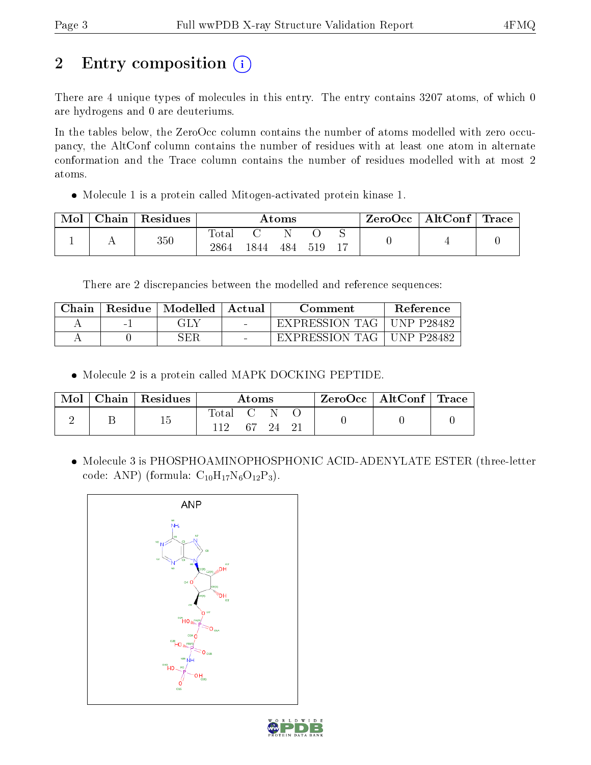# 2 Entry composition (i)

There are 4 unique types of molecules in this entry. The entry contains 3207 atoms, of which 0 are hydrogens and 0 are deuteriums.

In the tables below, the ZeroOcc column contains the number of atoms modelled with zero occupancy, the AltConf column contains the number of residues with at least one atom in alternate conformation and the Trace column contains the number of residues modelled with at most 2 atoms.

- Molecule 1 is a protein called Mitogen-activated protein kinase 1.

| Mol | Chain | Residues | Atoms | | | | | ZeroOcc | AltConf | Trace |
|---|---|---|---|---|---|---|---|---|---|---|
| 1 | A | 350 | Total 2864 | C 1844 | N 484 | O 519 | S 17 | 0 | 4 | 0 |

There are 2 discrepancies between the modelled and reference sequences:

| Chain | Residue | Modelled | Actual | Comment | Reference |
|---|---|---|---|---|---|
| A | -1 | GLY | - | EXPRESSION TAG | UNP P28482 |
| A | 0 | SER | - | EXPRESSION TAG | UNP P28482 |

- Molecule 2 is a protein called MAPK DOCKING PEPTIDE.

| Mol | Chain | Residues | Atoms | | | | ZeroOcc | AltConf | Trace |
|---|---|---|---|---|---|---|---|---|---|
| 2 | B | 15 | Total 112 | C 67 | N 24 | O 21 | 0 | 0 | 0 |

- Molecule 3 is PHOSPHOAMINOPHOSPHONIC ACID-ADENYLATE ESTER (three-letter code: ANP) (formula: $C_{10}H_{17}N_6O_{12}P_3$).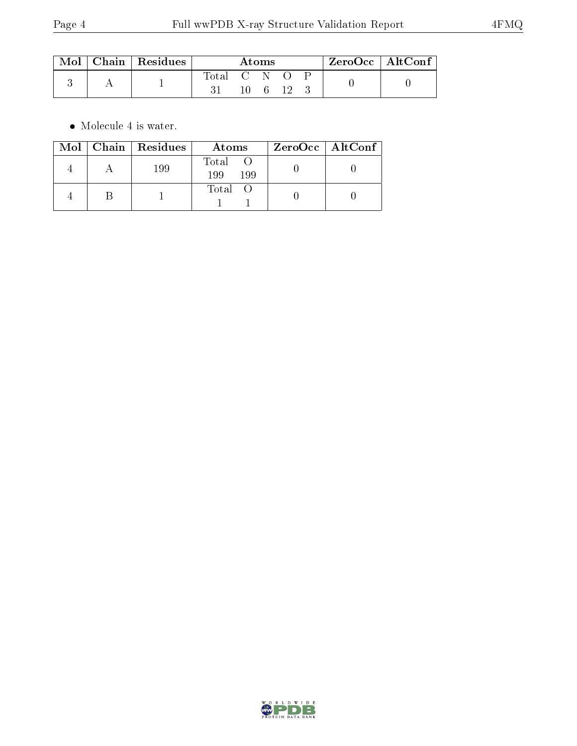| Mol | Chain | Residues | Atoms | | | | | ZeroOcc | AltConf |
|---|---|---|---|---|---|---|---|---|---|
| | | | Total | C | N | O | P | | |
| 3 | A | 1 | 31 | 10 | 6 | 12 | 3 | 0 | 0 |

- Molecule 4 is water.

| Mol | Chain | Residues | Atoms | | ZeroOcc | AltConf |
|---|---|---|---|---|---|---|
| | | | Total | O | | |
| 4 | A | 199 | 199 | 199 | 0 | 0 |
| 4 | B | 1 | 1 | 1 | 0 | 0 |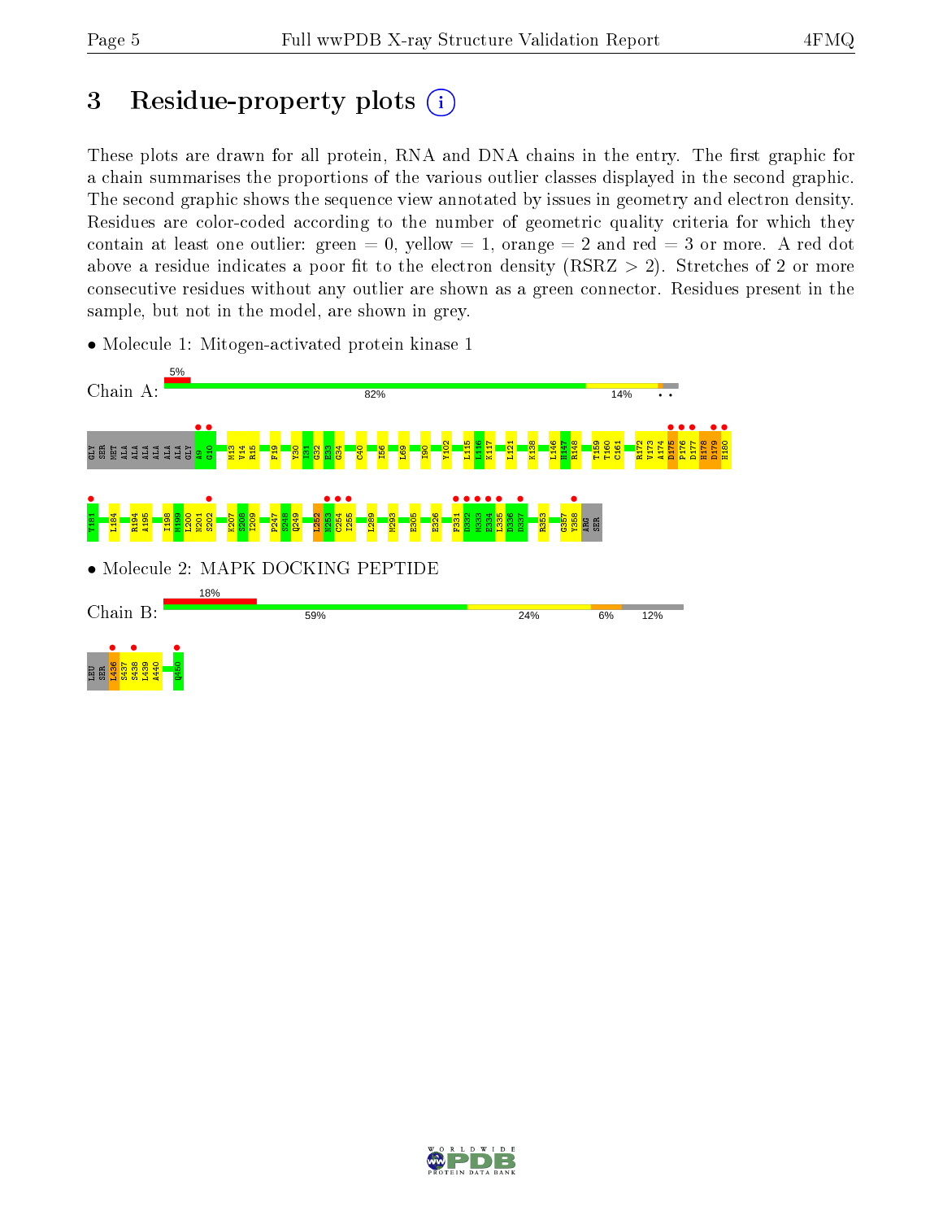# 3 Residue-property plots

These plots are drawn for all protein, RNA and DNA chains in the entry. The first graphic for a chain summarises the proportions of the various outlier classes displayed in the second graphic. The second graphic shows the sequence view annotated by issues in geometry and electron density. Residues are color-coded according to the number of geometric quality criteria for which they contain at least one outlier: green = 0, yellow = 1, orange = 2 and red = 3 or more. A red dot above a residue indicates a poor fit to the electron density (RSRZ > 2). Stretches of 2 or more consecutive residues without any outlier are shown as a green connector. Residues present in the sample, but not in the model, are shown in grey.

- Molecule 1: Mitogen-activated protein kinase 1

Chain A: 5% | 82% | 14% | • •

GLY SER MET ALA ALA ALA ALA ALA GLY A9 G10 M13 V14 R15 F19 Y30 I31 G32 E33 G34 C40 I56 L69 I90 Y102 L115 L116 K117 L121 K138 L146 H147 R148 T159 T160 C161 R172 V173 A174 D175 P176 D177 H178 D179 H180 T181 L184 R194 A195 I198 M199 L200 N201 S202 K207 S208 I209 P247 S248 Q249 I252 N253 C254 I255 L289 M293 E305 E326 F331 E332 M333 E334 L335 D336 D337 R353 G357 Y358 ARG SER

- Molecule 2: MAPK DOCKING PEPTIDE

Chain B: 18% | 59% | 24% | 6% | 12%

LEU SER L436 S437 S438 L439 A440 Q450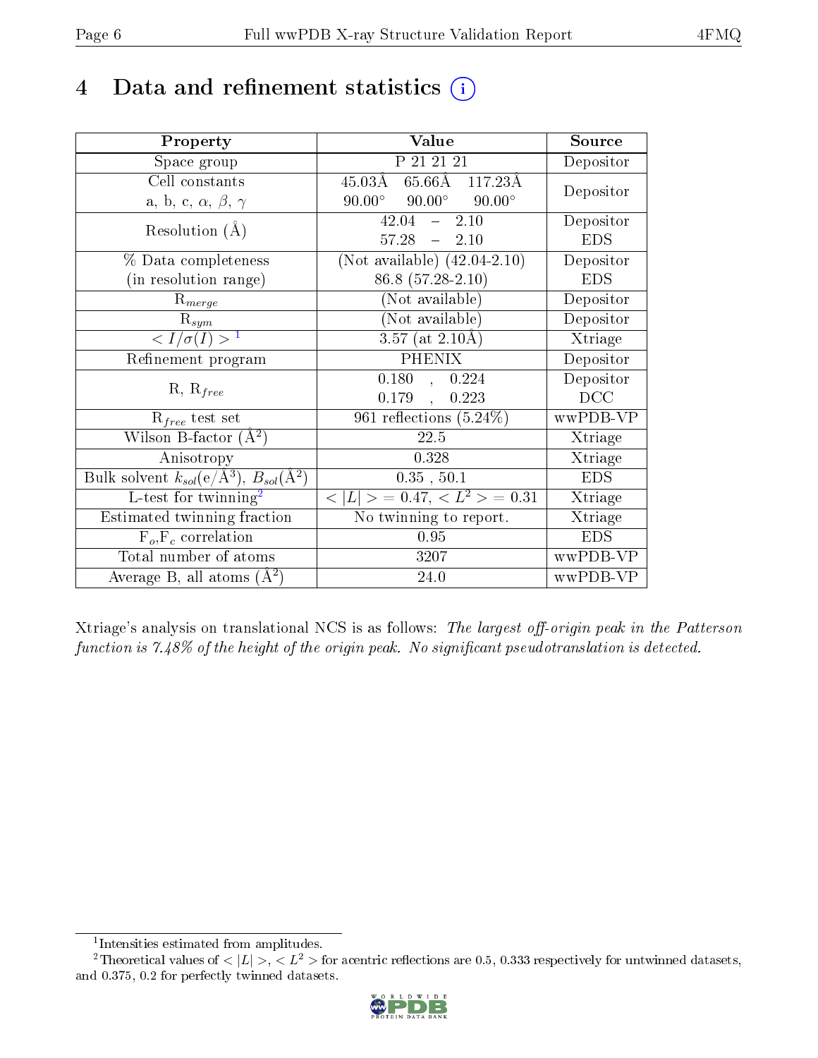# 4 Data and refinement statistics

| Property | Value | Source |
|---|---|---|
| Space group | P 21 21 21 | Depositor |
| Cell constants<br>a, b, c, $\alpha$, $\beta$, $\gamma$ | 45.03Å 65.66Å 117.23Å<br>90.00° 90.00° 90.00° | Depositor |
| Resolution (Å) | 42.04 – 2.10<br>57.28 – 2.10 | Depositor<br>EDS |
| % Data completeness<br>(in resolution range) | (Not available) (42.04-2.10)<br>86.8 (57.28-2.10) | Depositor<br>EDS |
| $R_{merge}$ | (Not available) | Depositor |
| $R_{sym}$ | (Not available) | Depositor |
| $< I/\sigma(I) >$ [1] | 3.57 (at 2.10Å) | Xtriage |
| Refinement program | PHENIX | Depositor |
| R, $R_{free}$ | 0.180 , 0.224<br>0.179 , 0.223 | Depositor<br>DCC |
| $R_{free}$ test set | 961 reflections (5.24%) | wwPDB-VP |
| Wilson B-factor (Å$^2$) | 22.5 | Xtriage |
| Anisotropy | 0.328 | Xtriage |
| Bulk solvent $k_{sol}$(e/Å$^3$), $B_{sol}$(Å$^2$) | 0.35 , 50.1 | EDS |
| L-test for twinning[2] | $< \lvert L \rvert >$ = 0.47, $< L^2 >$ = 0.31 | Xtriage |
| Estimated twinning fraction | No twinning to report. | Xtriage |
| $F_o$,$F_c$ correlation | 0.95 | EDS |
| Total number of atoms | 3207 | wwPDB-VP |
| Average B, all atoms (Å$^2$) | 24.0 | wwPDB-VP |

Xtriage's analysis on translational NCS is as follows: *The largest off-origin peak in the Patterson function is 7.48% of the height of the origin peak. No significant pseudotranslation is detected.*

[1] Intensities estimated from amplitudes.

[2] Theoretical values of $< \lvert L \rvert >$, $< L^2 >$ for acentric reflections are 0.5, 0.333 respectively for untwinned datasets, and 0.375, 0.2 for perfectly twinned datasets.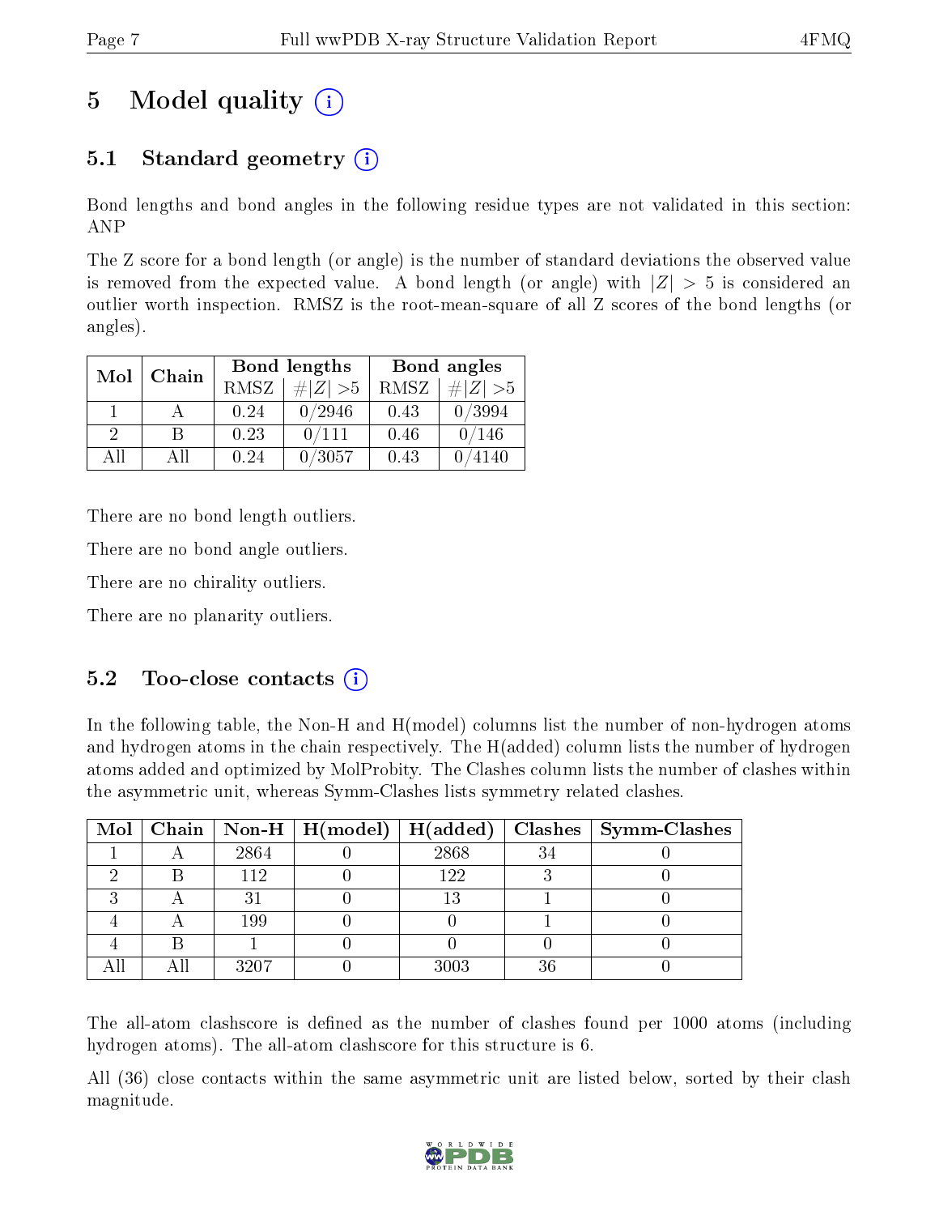# 5 Model quality (i)

## 5.1 Standard geometry (i)

Bond lengths and bond angles in the following residue types are not validated in this section: ANP

The Z score for a bond length (or angle) is the number of standard deviations the observed value is removed from the expected value. A bond length (or angle) with $|Z| > 5$ is considered an outlier worth inspection. RMSZ is the root-mean-square of all Z scores of the bond lengths (or angles).

| Mol | Chain | Bond lengths | | Bond angles | |
|---|---|---|---|---|---|
| | | RMSZ | #\|Z\| >5 | RMSZ | #\|Z\| >5 |
| 1 | A | 0.24 | 0/2946 | 0.43 | 0/3994 |
| 2 | B | 0.23 | 0/111 | 0.46 | 0/146 |
| All | All | 0.24 | 0/3057 | 0.43 | 0/4140 |

There are no bond length outliers.

There are no bond angle outliers.

There are no chirality outliers.

There are no planarity outliers.

## 5.2 Too-close contacts (i)

In the following table, the Non-H and H(model) columns list the number of non-hydrogen atoms and hydrogen atoms in the chain respectively. The H(added) column lists the number of hydrogen atoms added and optimized by MolProbity. The Clashes column lists the number of clashes within the asymmetric unit, whereas Symm-Clashes lists symmetry related clashes.

| Mol | Chain | Non-H | H(model) | H(added) | Clashes | Symm-Clashes |
|---|---|---|---|---|---|---|
| 1 | A | 2864 | 0 | 2868 | 34 | 0 |
| 2 | B | 112 | 0 | 122 | 3 | 0 |
| 3 | A | 31 | 0 | 13 | 1 | 0 |
| 4 | A | 199 | 0 | 0 | 1 | 0 |
| 4 | B | 1 | 0 | 0 | 0 | 0 |
| All | All | 3207 | 0 | 3003 | 36 | 0 |

The all-atom clashscore is defined as the number of clashes found per 1000 atoms (including hydrogen atoms). The all-atom clashscore for this structure is 6.

All (36) close contacts within the same asymmetric unit are listed below, sorted by their clash magnitude.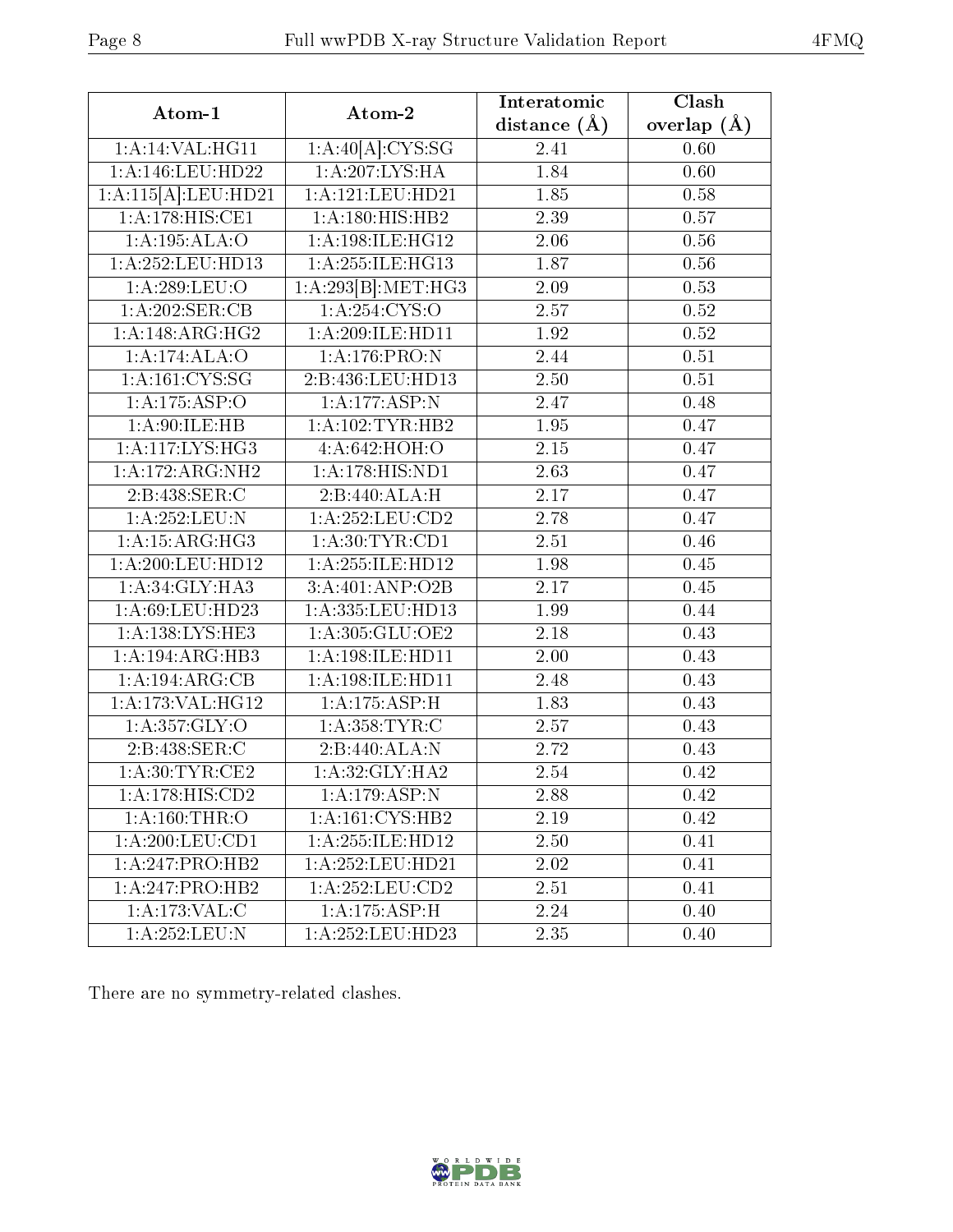| Atom-1 | Atom-2 | Interatomic distance (Å) | Clash overlap (Å) |
|---|---|---|---|
| 1:A:14:VAL:HG11 | 1:A:40[A]:CYS:SG | 2.41 | 0.60 |
| 1:A:146:LEU:HD22 | 1:A:207:LYS:HA | 1.84 | 0.60 |
| 1:A:115[A]:LEU:HD21 | 1:A:121:LEU:HD21 | 1.85 | 0.58 |
| 1:A:178:HIS:CE1 | 1:A:180:HIS:HB2 | 2.39 | 0.57 |
| 1:A:195:ALA:O | 1:A:198:ILE:HG12 | 2.06 | 0.56 |
| 1:A:252:LEU:HD13 | 1:A:255:ILE:HG13 | 1.87 | 0.56 |
| 1:A:289:LEU:O | 1:A:293[B]:MET:HG3 | 2.09 | 0.53 |
| 1:A:202:SER:CB | 1:A:254:CYS:O | 2.57 | 0.52 |
| 1:A:148:ARG:HG2 | 1:A:209:ILE:HD11 | 1.92 | 0.52 |
| 1:A:174:ALA:O | 1:A:176:PRO:N | 2.44 | 0.51 |
| 1:A:161:CYS:SG | 2:B:436:LEU:HD13 | 2.50 | 0.51 |
| 1:A:175:ASP:O | 1:A:177:ASP:N | 2.47 | 0.48 |
| 1:A:90:ILE:HB | 1:A:102:TYR:HB2 | 1.95 | 0.47 |
| 1:A:117:LYS:HG3 | 4:A:642:HOH:O | 2.15 | 0.47 |
| 1:A:172:ARG:NH2 | 1:A:178:HIS:ND1 | 2.63 | 0.47 |
| 2:B:438:SER:C | 2:B:440:ALA:H | 2.17 | 0.47 |
| 1:A:252:LEU:N | 1:A:252:LEU:CD2 | 2.78 | 0.47 |
| 1:A:15:ARG:HG3 | 1:A:30:TYR:CD1 | 2.51 | 0.46 |
| 1:A:200:LEU:HD12 | 1:A:255:ILE:HD12 | 1.98 | 0.45 |
| 1:A:34:GLY:HA3 | 3:A:401:ANP:O2B | 2.17 | 0.45 |
| 1:A:69:LEU:HD23 | 1:A:335:LEU:HD13 | 1.99 | 0.44 |
| 1:A:138:LYS:HE3 | 1:A:305:GLU:OE2 | 2.18 | 0.43 |
| 1:A:194:ARG:HB3 | 1:A:198:ILE:HD11 | 2.00 | 0.43 |
| 1:A:194:ARG:CB | 1:A:198:ILE:HD11 | 2.48 | 0.43 |
| 1:A:173:VAL:HG12 | 1:A:175:ASP:H | 1.83 | 0.43 |
| 1:A:357:GLY:O | 1:A:358:TYR:C | 2.57 | 0.43 |
| 2:B:438:SER:C | 2:B:440:ALA:N | 2.72 | 0.43 |
| 1:A:30:TYR:CE2 | 1:A:32:GLY:HA2 | 2.54 | 0.42 |
| 1:A:178:HIS:CD2 | 1:A:179:ASP:N | 2.88 | 0.42 |
| 1:A:160:THR:O | 1:A:161:CYS:HB2 | 2.19 | 0.42 |
| 1:A:200:LEU:CD1 | 1:A:255:ILE:HD12 | 2.50 | 0.41 |
| 1:A:247:PRO:HB2 | 1:A:252:LEU:HD21 | 2.02 | 0.41 |
| 1:A:247:PRO:HB2 | 1:A:252:LEU:CD2 | 2.51 | 0.41 |
| 1:A:173:VAL:C | 1:A:175:ASP:H | 2.24 | 0.40 |
| 1:A:252:LEU:N | 1:A:252:LEU:HD23 | 2.35 | 0.40 |

There are no symmetry-related clashes.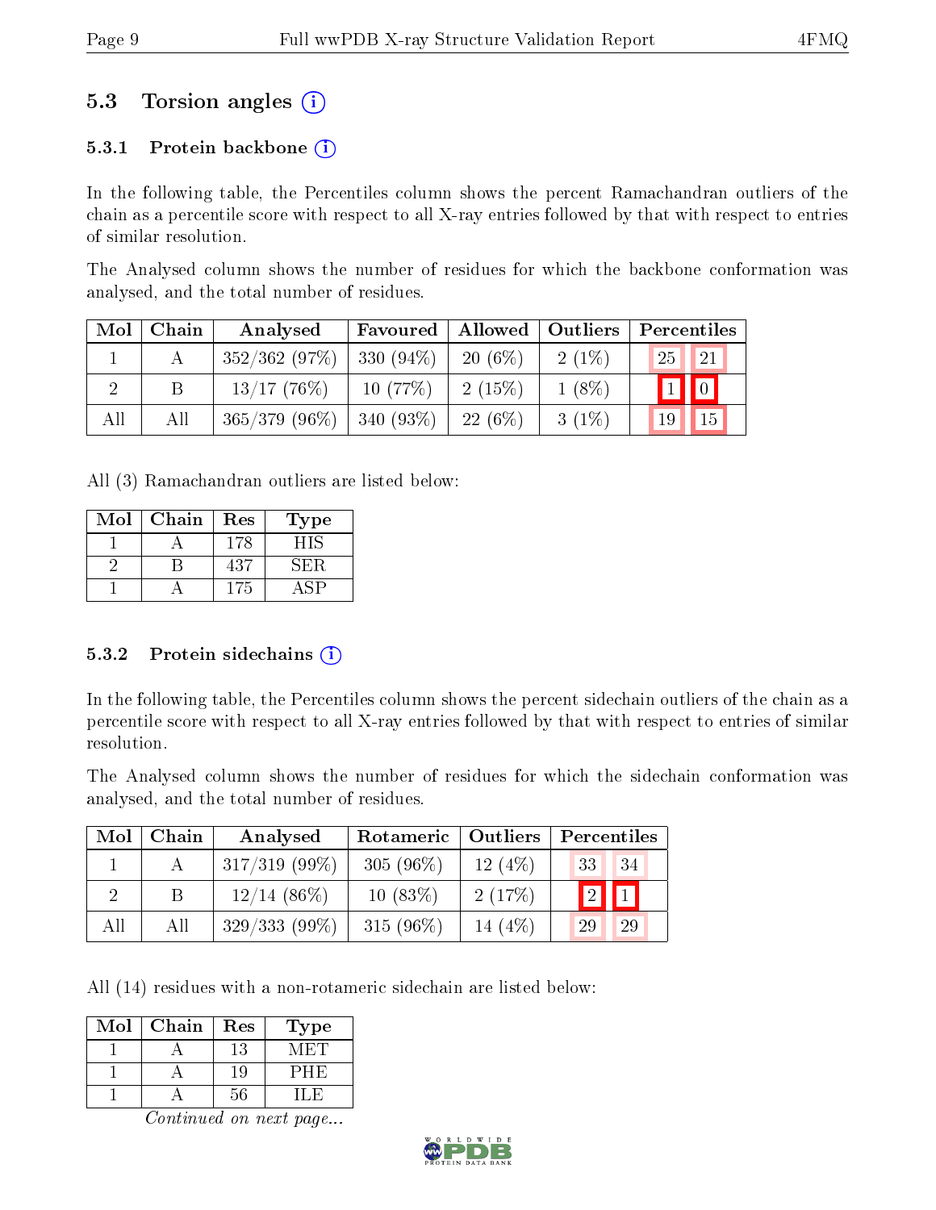## 5.3 Torsion angles

### 5.3.1 Protein backbone

In the following table, the Percentiles column shows the percent Ramachandran outliers of the chain as a percentile score with respect to all X-ray entries followed by that with respect to entries of similar resolution.

The Analysed column shows the number of residues for which the backbone conformation was analysed, and the total number of residues.

| Mol | Chain | Analysed | Favoured | Allowed | Outliers | Percentiles | |
|---|---|---|---|---|---|---|---|
| 1 | A | 352/362 (97%) | 330 (94%) | 20 (6%) | 2 (1%) | 25 | 21 |
| 2 | B | 13/17 (76%) | 10 (77%) | 2 (15%) | 1 (8%) | 1 | 0 |
| All | All | 365/379 (96%) | 340 (93%) | 22 (6%) | 3 (1%) | 19 | 15 |

All (3) Ramachandran outliers are listed below:

| Mol | Chain | Res | Type |
|---|---|---|---|
| 1 | A | 178 | HIS |
| 2 | B | 437 | SER |
| 1 | A | 175 | ASP |

### 5.3.2 Protein sidechains

In the following table, the Percentiles column shows the percent sidechain outliers of the chain as a percentile score with respect to all X-ray entries followed by that with respect to entries of similar resolution.

The Analysed column shows the number of residues for which the sidechain conformation was analysed, and the total number of residues.

| Mol | Chain | Analysed | Rotameric | Outliers | Percentiles | |
|---|---|---|---|---|---|---|
| 1 | A | 317/319 (99%) | 305 (96%) | 12 (4%) | 33 | 34 |
| 2 | B | 12/14 (86%) | 10 (83%) | 2 (17%) | 2 | 1 |
| All | All | 329/333 (99%) | 315 (96%) | 14 (4%) | 29 | 29 |

All (14) residues with a non-rotameric sidechain are listed below:

| Mol | Chain | Res | Type |
|---|---|---|---|
| 1 | A | 13 | MET |
| 1 | A | 19 | PHE |
| 1 | A | 56 | ILE |

*Continued on next page...*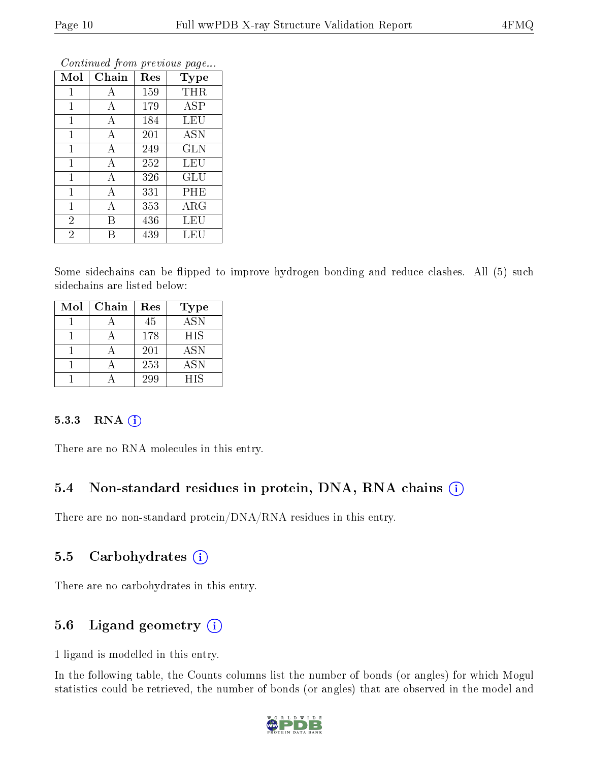*Continued from previous page...*

| Mol | Chain | Res | Type |
|---|---|---|---|
| 1 | A | 159 | THR |
| 1 | A | 179 | ASP |
| 1 | A | 184 | LEU |
| 1 | A | 201 | ASN |
| 1 | A | 249 | GLN |
| 1 | A | 252 | LEU |
| 1 | A | 326 | GLU |
| 1 | A | 331 | PHE |
| 1 | A | 353 | ARG |
| 2 | B | 436 | LEU |
| 2 | B | 439 | LEU |

Some sidechains can be flipped to improve hydrogen bonding and reduce clashes. All (5) such sidechains are listed below:

| Mol | Chain | Res | Type |
|---|---|---|---|
| 1 | A | 45 | ASN |
| 1 | A | 178 | HIS |
| 1 | A | 201 | ASN |
| 1 | A | 253 | ASN |
| 1 | A | 299 | HIS |

#### 5.3.3 RNA

There are no RNA molecules in this entry.

### 5.4 Non-standard residues in protein, DNA, RNA chains

There are no non-standard protein/DNA/RNA residues in this entry.

### 5.5 Carbohydrates

There are no carbohydrates in this entry.

### 5.6 Ligand geometry

1 ligand is modelled in this entry.

In the following table, the Counts columns list the number of bonds (or angles) for which Mogul statistics could be retrieved, the number of bonds (or angles) that are observed in the model and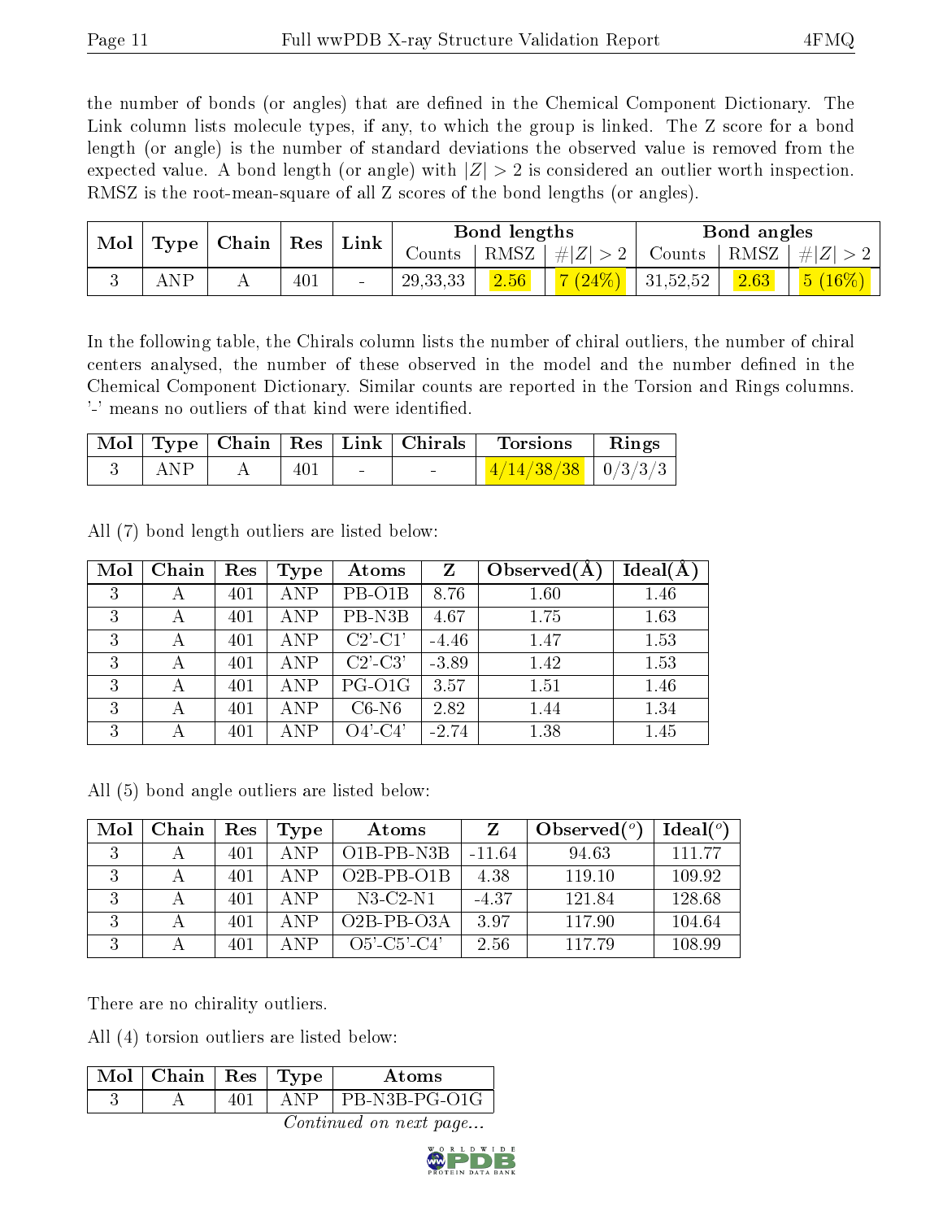the number of bonds (or angles) that are defined in the Chemical Component Dictionary. The Link column lists molecule types, if any, to which the group is linked. The Z score for a bond length (or angle) is the number of standard deviations the observed value is removed from the expected value. A bond length (or angle) with $|Z| > 2$ is considered an outlier worth inspection. RMSZ is the root-mean-square of all Z scores of the bond lengths (or angles).

| Mol | Type | Chain | Res | Link | Bond lengths | | | Bond angles | | |
|---|---|---|---|---|---|---|---|---|---|---|
| | | | | | Counts | RMSZ | $\#\|Z\| > 2$ | Counts | RMSZ | $\#\|Z\| > 2$ |
| 3 | ANP | A | 401 | - | 29,33,33 | 2.56 | 7 (24%) | 31,52,52 | 2.63 | 5 (16%) |

In the following table, the Chirals column lists the number of chiral outliers, the number of chiral centers analysed, the number of these observed in the model and the number defined in the Chemical Component Dictionary. Similar counts are reported in the Torsion and Rings columns. '-' means no outliers of that kind were identified.

| Mol | Type | Chain | Res | Link | Chirals | Torsions | Rings |
|---|---|---|---|---|---|---|---|
| 3 | ANP | A | 401 | - | - | 4/14/38/38 | 0/3/3/3 |

All (7) bond length outliers are listed below:

| Mol | Chain | Res | Type | Atoms | Z | Observed(Å) | Ideal(Å) |
|---|---|---|---|---|---|---|---|
| 3 | A | 401 | ANP | PB-O1B | 8.76 | 1.60 | 1.46 |
| 3 | A | 401 | ANP | PB-N3B | 4.67 | 1.75 | 1.63 |
| 3 | A | 401 | ANP | C2'-C1' | -4.46 | 1.47 | 1.53 |
| 3 | A | 401 | ANP | C2'-C3' | -3.89 | 1.42 | 1.53 |
| 3 | A | 401 | ANP | PG-O1G | 3.57 | 1.51 | 1.46 |
| 3 | A | 401 | ANP | C6-N6 | 2.82 | 1.44 | 1.34 |
| 3 | A | 401 | ANP | O4'-C4' | -2.74 | 1.38 | 1.45 |

All (5) bond angle outliers are listed below:

| Mol | Chain | Res | Type | Atoms | Z | Observed($^o$) | Ideal($^o$) |
|---|---|---|---|---|---|---|---|
| 3 | A | 401 | ANP | O1B-PB-N3B | -11.64 | 94.63 | 111.77 |
| 3 | A | 401 | ANP | O2B-PB-O1B | 4.38 | 119.10 | 109.92 |
| 3 | A | 401 | ANP | N3-C2-N1 | -4.37 | 121.84 | 128.68 |
| 3 | A | 401 | ANP | O2B-PB-O3A | 3.97 | 117.90 | 104.64 |
| 3 | A | 401 | ANP | O5'-C5'-C4' | 2.56 | 117.79 | 108.99 |

There are no chirality outliers.

All (4) torsion outliers are listed below:

| Mol | Chain | Res | Type | Atoms |
|---|---|---|---|---|
| 3 | A | 401 | ANP | PB-N3B-PG-O1G |

*Continued on next page...*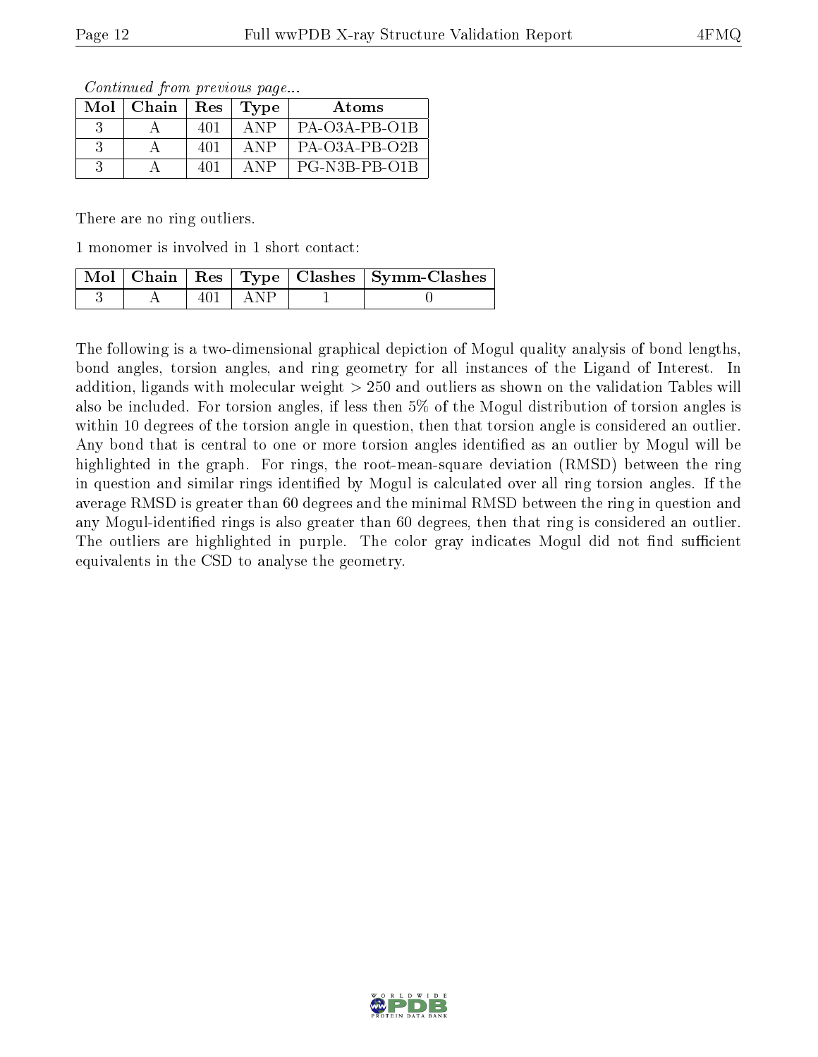*Continued from previous page...*

| Mol | Chain | Res | Type | Atoms |
|---|---|---|---|---|
| 3 | A | 401 | ANP | PA-O3A-PB-O1B |
| 3 | A | 401 | ANP | PA-O3A-PB-O2B |
| 3 | A | 401 | ANP | PG-N3B-PB-O1B |

There are no ring outliers.

1 monomer is involved in 1 short contact:

| Mol | Chain | Res | Type | Clashes | Symm-Clashes |
|---|---|---|---|---|---|
| 3 | A | 401 | ANP | 1 | 0 |

The following is a two-dimensional graphical depiction of Mogul quality analysis of bond lengths, bond angles, torsion angles, and ring geometry for all instances of the Ligand of Interest. In addition, ligands with molecular weight > 250 and outliers as shown on the validation Tables will also be included. For torsion angles, if less then 5% of the Mogul distribution of torsion angles is within 10 degrees of the torsion angle in question, then that torsion angle is considered an outlier. Any bond that is central to one or more torsion angles identified as an outlier by Mogul will be highlighted in the graph. For rings, the root-mean-square deviation (RMSD) between the ring in question and similar rings identified by Mogul is calculated over all ring torsion angles. If the average RMSD is greater than 60 degrees and the minimal RMSD between the ring in question and any Mogul-identified rings is also greater than 60 degrees, then that ring is considered an outlier. The outliers are highlighted in purple. The color gray indicates Mogul did not find sufficient equivalents in the CSD to analyse the geometry.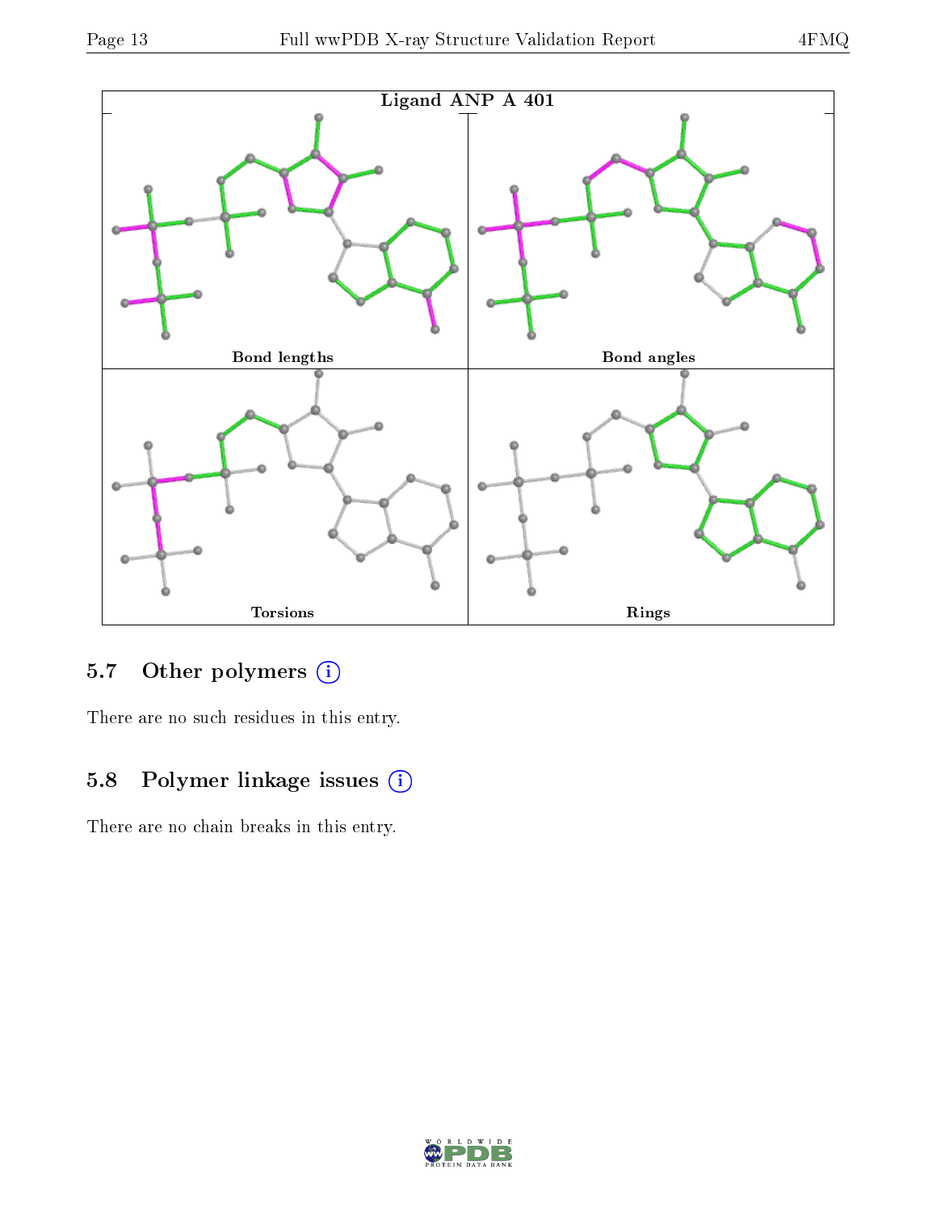Ligand ANP A 401

Bond lengths

Bond angles

Torsions

Rings

## 5.7 Other polymers

There are no such residues in this entry.

## 5.8 Polymer linkage issues

There are no chain breaks in this entry.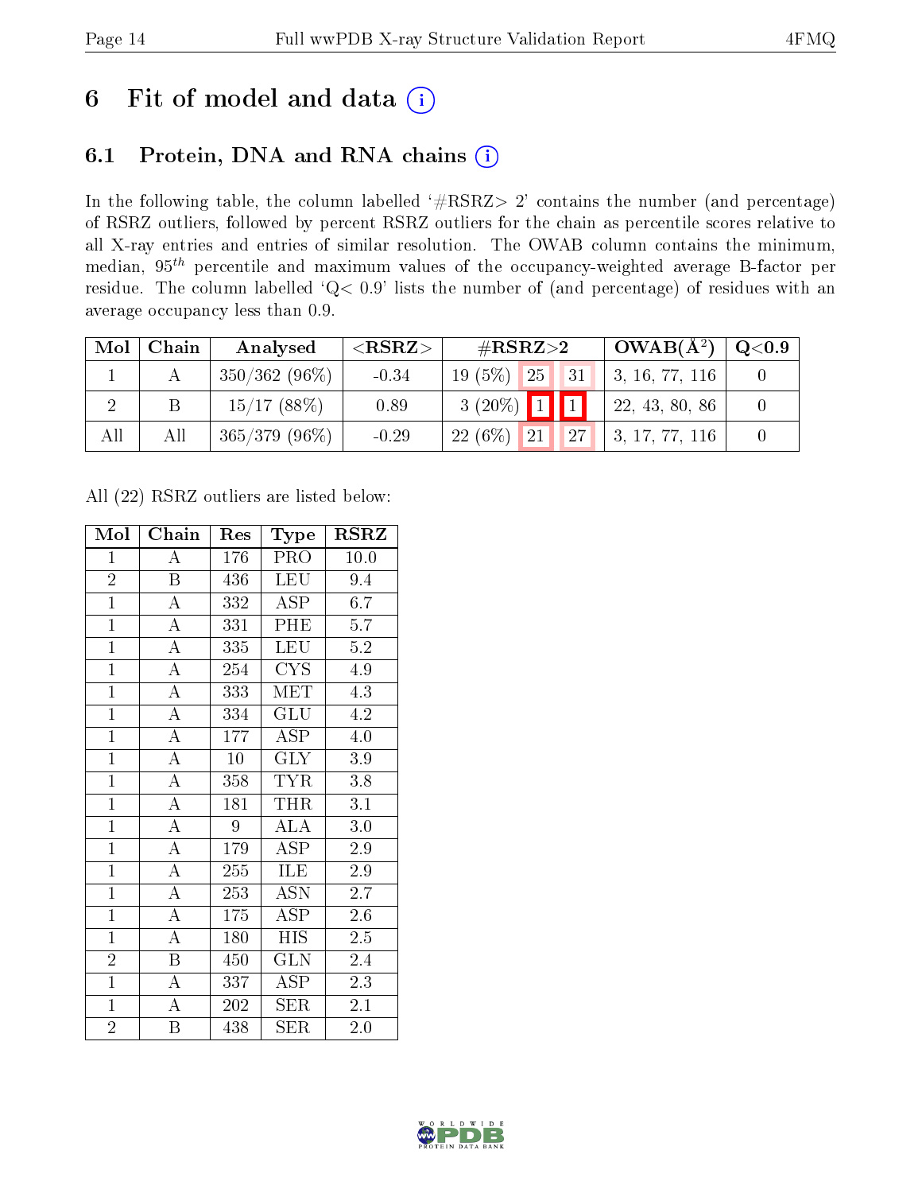# 6 Fit of model and data (i)

## 6.1 Protein, DNA and RNA chains (i)

In the following table, the column labelled '#RSRZ> 2' contains the number (and percentage) of RSRZ outliers, followed by percent RSRZ outliers for the chain as percentile scores relative to all X-ray entries and entries of similar resolution. The OWAB column contains the minimum, median, $95^{th}$ percentile and maximum values of the occupancy-weighted average B-factor per residue. The column labelled 'Q< 0.9' lists the number of (and percentage) of residues with an average occupancy less than 0.9.

| Mol | Chain | Analysed | <RSRZ> | #RSRZ>2 | | | OWAB(Å$^2$) | Q<0.9 |
|---|---|---|---|---|---|---|---|---|
| 1 | A | 350/362 (96%) | -0.34 | 19 (5%) | 25 | 31 | 3, 16, 77, 116 | 0 |
| 2 | B | 15/17 (88%) | 0.89 | 3 (20%) | 1 | 1 | 22, 43, 80, 86 | 0 |
| All | All | 365/379 (96%) | -0.29 | 22 (6%) | 21 | 27 | 3, 17, 77, 116 | 0 |

All (22) RSRZ outliers are listed below:

| Mol | Chain | Res | Type | RSRZ |
|---|---|---|---|---|
| 1 | A | 176 | PRO | 10.0 |
| 2 | B | 436 | LEU | 9.4 |
| 1 | A | 332 | ASP | 6.7 |
| 1 | A | 331 | PHE | 5.7 |
| 1 | A | 335 | LEU | 5.2 |
| 1 | A | 254 | CYS | 4.9 |
| 1 | A | 333 | MET | 4.3 |
| 1 | A | 334 | GLU | 4.2 |
| 1 | A | 177 | ASP | 4.0 |
| 1 | A | 10 | GLY | 3.9 |
| 1 | A | 358 | TYR | 3.8 |
| 1 | A | 181 | THR | 3.1 |
| 1 | A | 9 | ALA | 3.0 |
| 1 | A | 179 | ASP | 2.9 |
| 1 | A | 255 | ILE | 2.9 |
| 1 | A | 253 | ASN | 2.7 |
| 1 | A | 175 | ASP | 2.6 |
| 1 | A | 180 | HIS | 2.5 |
| 2 | B | 450 | GLN | 2.4 |
| 1 | A | 337 | ASP | 2.3 |
| 1 | A | 202 | SER | 2.1 |
| 2 | B | 438 | SER | 2.0 |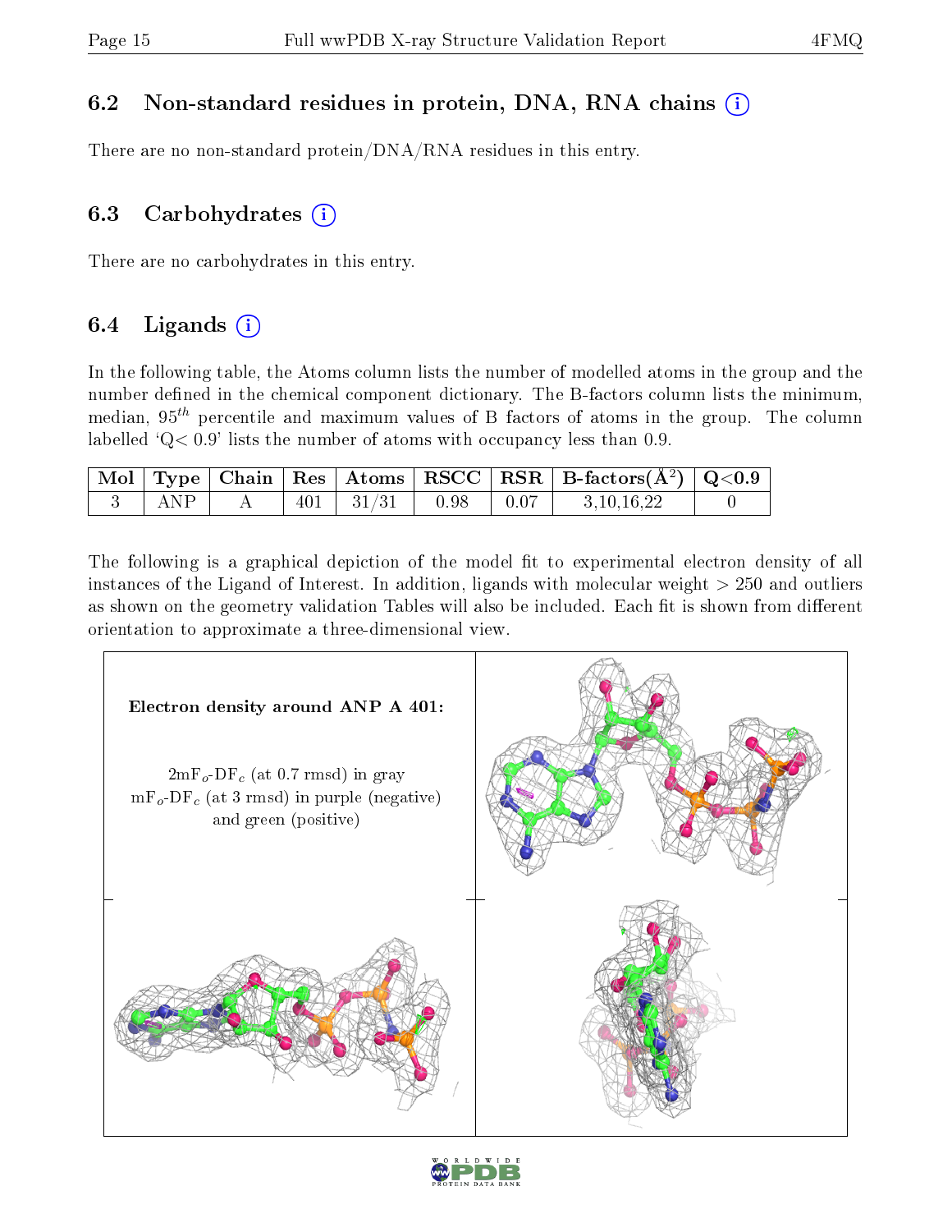### 6.2 Non-standard residues in protein, DNA, RNA chains

There are no non-standard protein/DNA/RNA residues in this entry.

### 6.3 Carbohydrates

There are no carbohydrates in this entry.

### 6.4 Ligands

In the following table, the Atoms column lists the number of modelled atoms in the group and the number defined in the chemical component dictionary. The B-factors column lists the minimum, median, $95^{th}$ percentile and maximum values of B factors of atoms in the group. The column labelled 'Q< 0.9' lists the number of atoms with occupancy less than 0.9.

| Mol | Type | Chain | Res | Atoms | RSCC | RSR | B-factors($Å^2$) | Q<0.9 |
|---|---|---|---|---|---|---|---|---|
| 3 | ANP | A | 401 | 31/31 | 0.98 | 0.07 | 3,10,16,22 | 0 |

The following is a graphical depiction of the model fit to experimental electron density of all instances of the Ligand of Interest. In addition, ligands with molecular weight > 250 and outliers as shown on the geometry validation Tables will also be included. Each fit is shown from different orientation to approximate a three-dimensional view.

**Electron density around ANP A 401:**

$2mF_o$-$DF_c$ (at 0.7 rmsd) in gray
$mF_o$-$DF_c$ (at 3 rmsd) in purple (negative) and green (positive)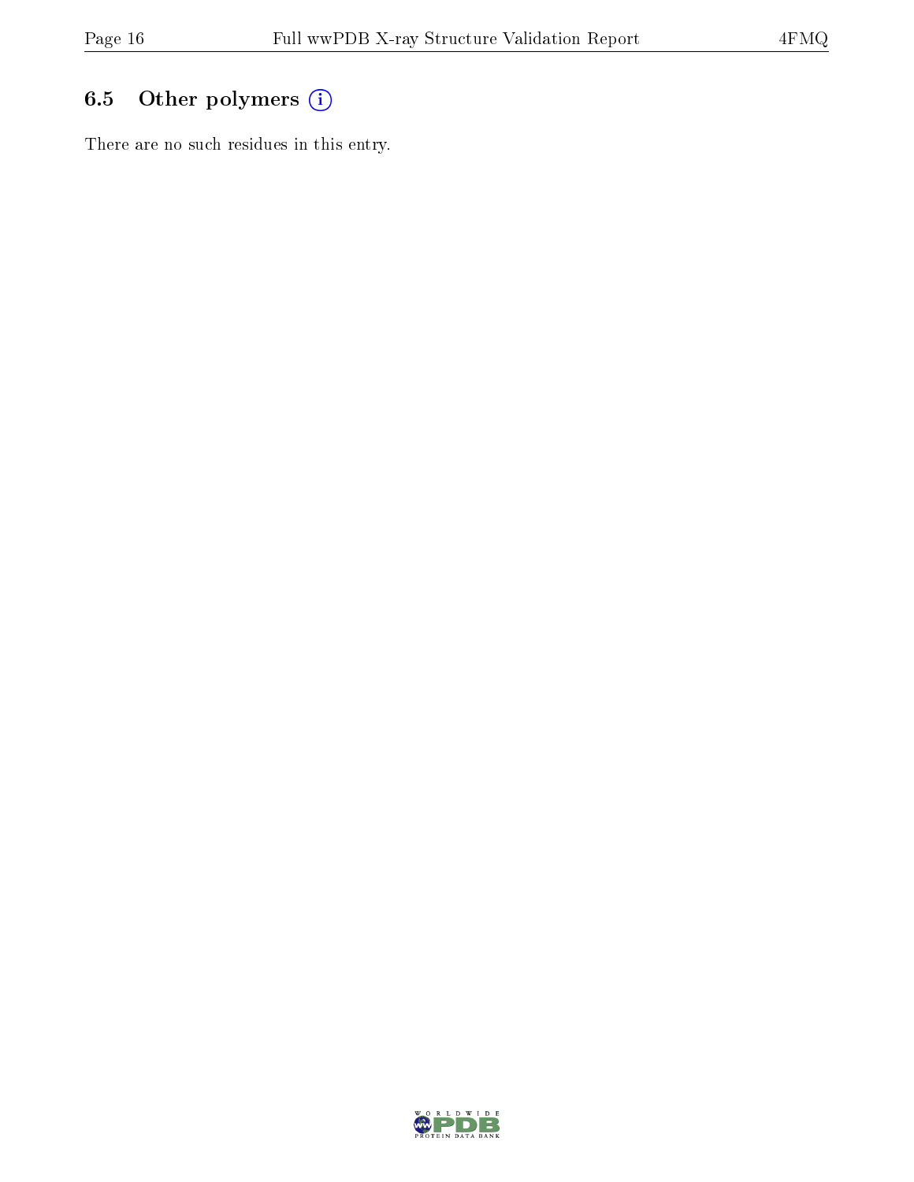### 6.5 Other polymers (i)

There are no such residues in this entry.